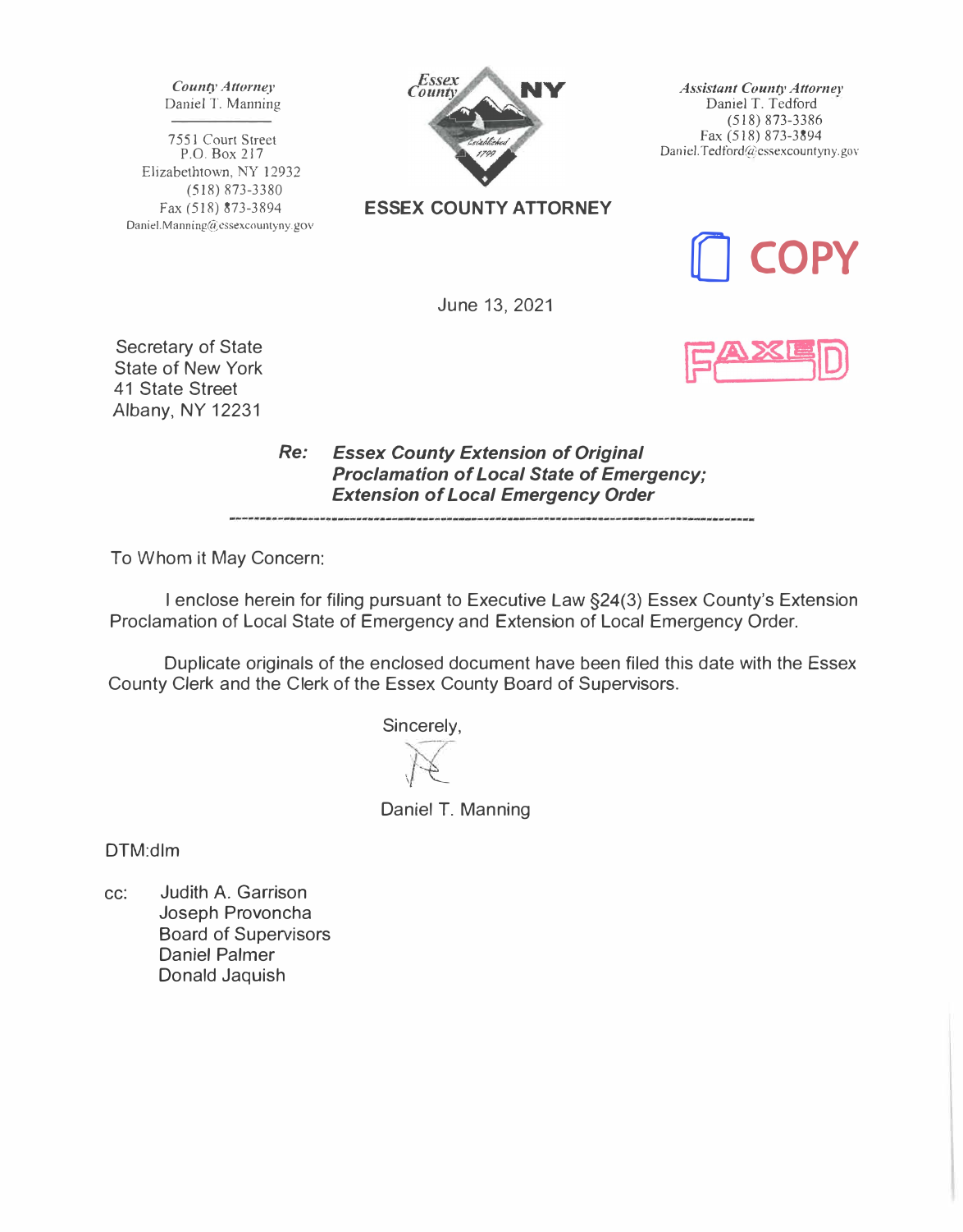*County Attorney*
Daniel T. Manning

7551 Court Street
P.O. Box 217
Elizabethtown, NY 12932
(518) 873-3380
Fax (518) 873-3894
Daniel.Manning@essexcountyny.gov

**ESSEX COUNTY ATTORNEY**

*Assistant County Attorney*
Daniel T. Tedford
(518) 873-3386
Fax (518) 873-3894
Daniel.Tedford@essexcountyny.gov

COPY

FAXED

June 13, 2021

Secretary of State
State of New York
41 State Street
Albany, NY 12231

***Re: Essex County Extension of Original Proclamation of Local State of Emergency; Extension of Local Emergency Order***

---

To Whom it May Concern:

I enclose herein for filing pursuant to Executive Law §24(3) Essex County's Extension Proclamation of Local State of Emergency and Extension of Local Emergency Order.

Duplicate originals of the enclosed document have been filed this date with the Essex County Clerk and the Clerk of the Essex County Board of Supervisors.

Sincerely,

Daniel T. Manning

DTM:dlm

cc: Judith A. Garrison
Joseph Provoncha
Board of Supervisors
Daniel Palmer
Donald Jaquish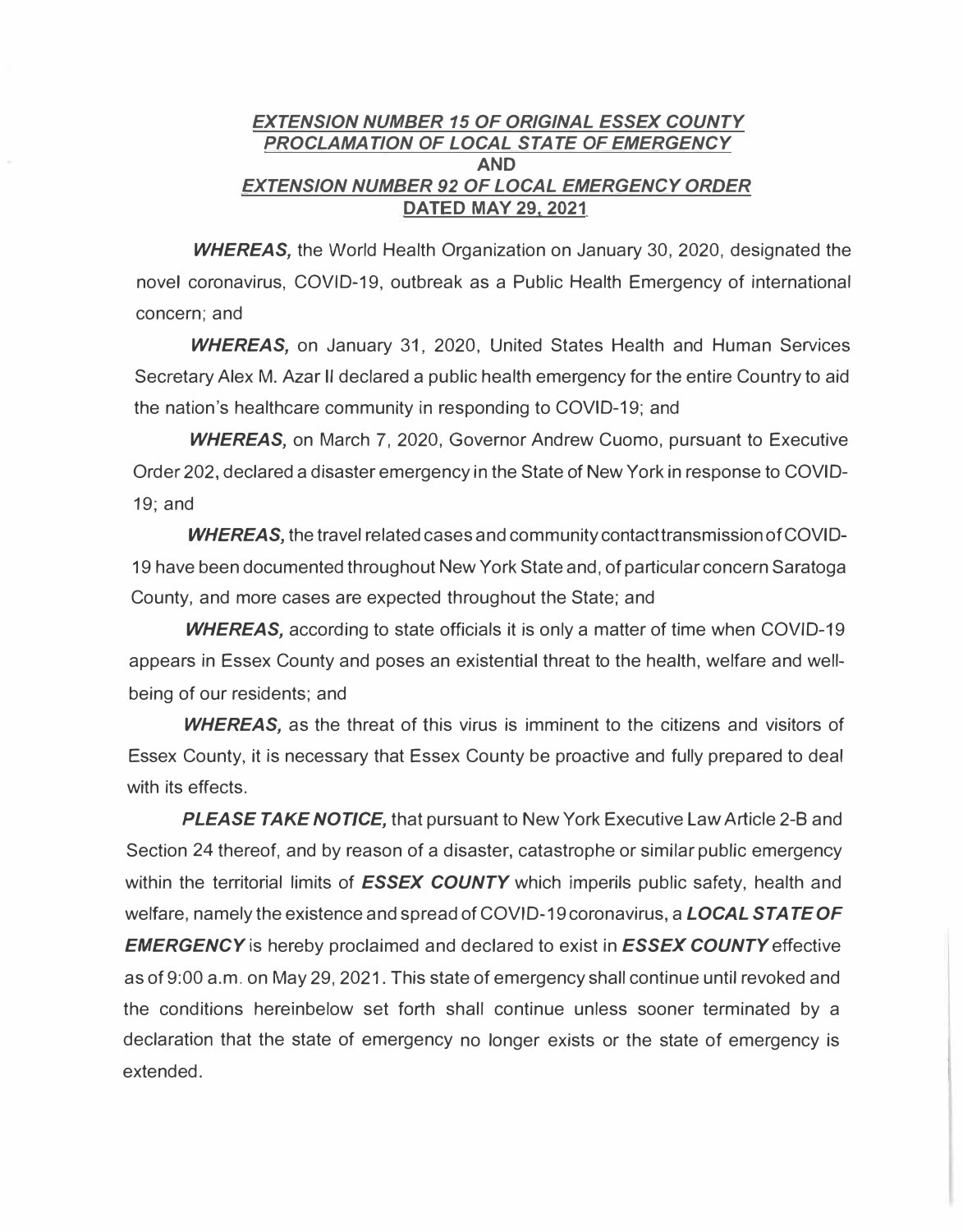***EXTENSION NUMBER 15 OF ORIGINAL ESSEX COUNTY PROCLAMATION OF LOCAL STATE OF EMERGENCY***
**AND**
***EXTENSION NUMBER 92 OF LOCAL EMERGENCY ORDER***
**DATED MAY 29, 2021**

***WHEREAS,*** the World Health Organization on January 30, 2020, designated the novel coronavirus, COVID-19, outbreak as a Public Health Emergency of international concern; and

***WHEREAS,*** on January 31, 2020, United States Health and Human Services Secretary Alex M. Azar II declared a public health emergency for the entire Country to aid the nation's healthcare community in responding to COVID-19; and

***WHEREAS,*** on March 7, 2020, Governor Andrew Cuomo, pursuant to Executive Order 202, declared a disaster emergency in the State of New York in response to COVID-19; and

***WHEREAS,*** the travel related cases and community contact transmission of COVID-19 have been documented throughout New York State and, of particular concern Saratoga County, and more cases are expected throughout the State; and

***WHEREAS,*** according to state officials it is only a matter of time when COVID-19 appears in Essex County and poses an existential threat to the health, welfare and well-being of our residents; and

***WHEREAS,*** as the threat of this virus is imminent to the citizens and visitors of Essex County, it is necessary that Essex County be proactive and fully prepared to deal with its effects.

***PLEASE TAKE NOTICE,*** that pursuant to New York Executive Law Article 2-B and Section 24 thereof, and by reason of a disaster, catastrophe or similar public emergency within the territorial limits of ***ESSEX COUNTY*** which imperils public safety, health and welfare, namely the existence and spread of COVID-19 coronavirus, a ***LOCAL STATE OF EMERGENCY*** is hereby proclaimed and declared to exist in ***ESSEX COUNTY*** effective as of 9:00 a.m. on May 29, 2021. This state of emergency shall continue until revoked and the conditions hereinbelow set forth shall continue unless sooner terminated by a declaration that the state of emergency no longer exists or the state of emergency is extended.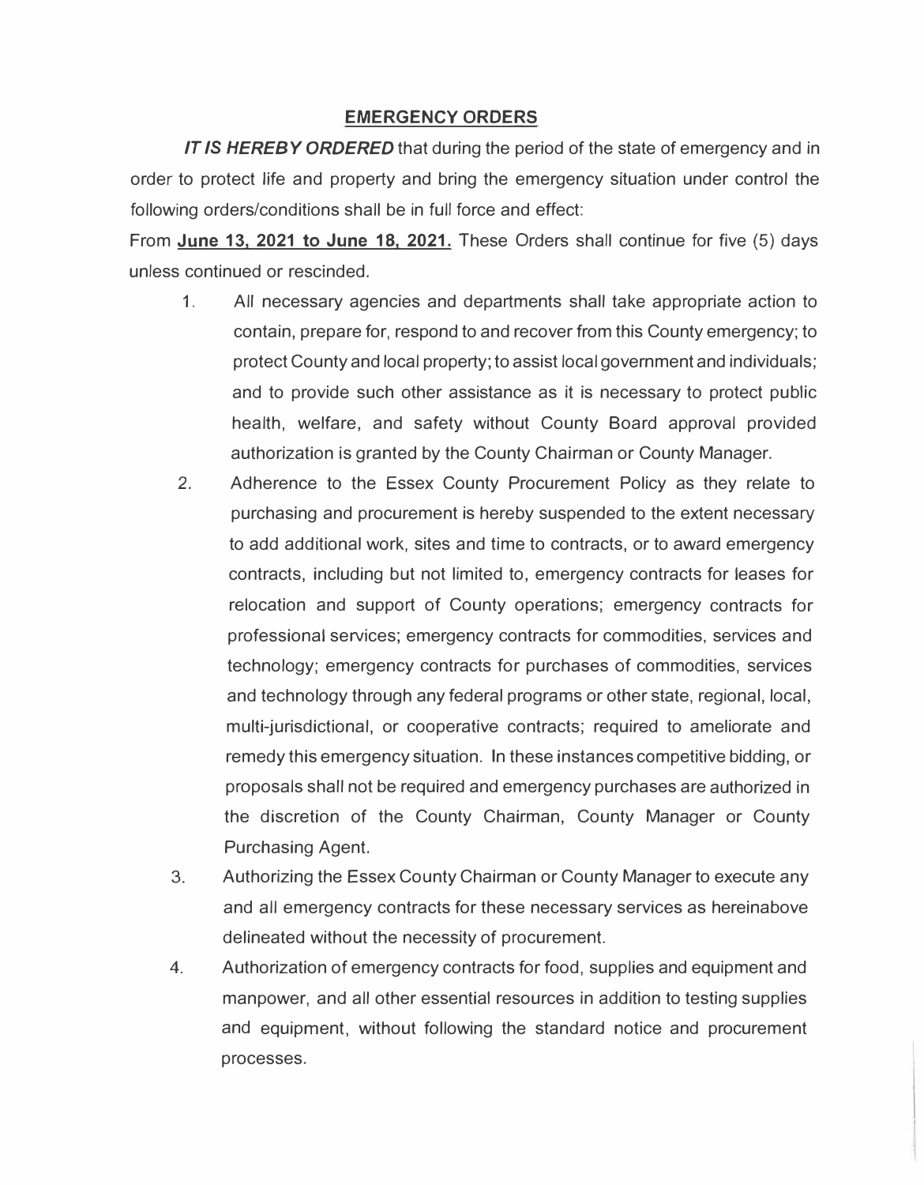## EMERGENCY ORDERS

***IT IS HEREBY ORDERED*** that during the period of the state of emergency and in order to protect life and property and bring the emergency situation under control the following orders/conditions shall be in full force and effect:

From **June 13, 2021 to June 18, 2021.** These Orders shall continue for five (5) days unless continued or rescinded.

1. All necessary agencies and departments shall take appropriate action to contain, prepare for, respond to and recover from this County emergency; to protect County and local property; to assist local government and individuals; and to provide such other assistance as it is necessary to protect public health, welfare, and safety without County Board approval provided authorization is granted by the County Chairman or County Manager.
2. Adherence to the Essex County Procurement Policy as they relate to purchasing and procurement is hereby suspended to the extent necessary to add additional work, sites and time to contracts, or to award emergency contracts, including but not limited to, emergency contracts for leases for relocation and support of County operations; emergency contracts for professional services; emergency contracts for commodities, services and technology; emergency contracts for purchases of commodities, services and technology through any federal programs or other state, regional, local, multi-jurisdictional, or cooperative contracts; required to ameliorate and remedy this emergency situation. In these instances competitive bidding, or proposals shall not be required and emergency purchases are authorized in the discretion of the County Chairman, County Manager or County Purchasing Agent.
3. Authorizing the Essex County Chairman or County Manager to execute any and all emergency contracts for these necessary services as hereinabove delineated without the necessity of procurement.
4. Authorization of emergency contracts for food, supplies and equipment and manpower, and all other essential resources in addition to testing supplies and equipment, without following the standard notice and procurement processes.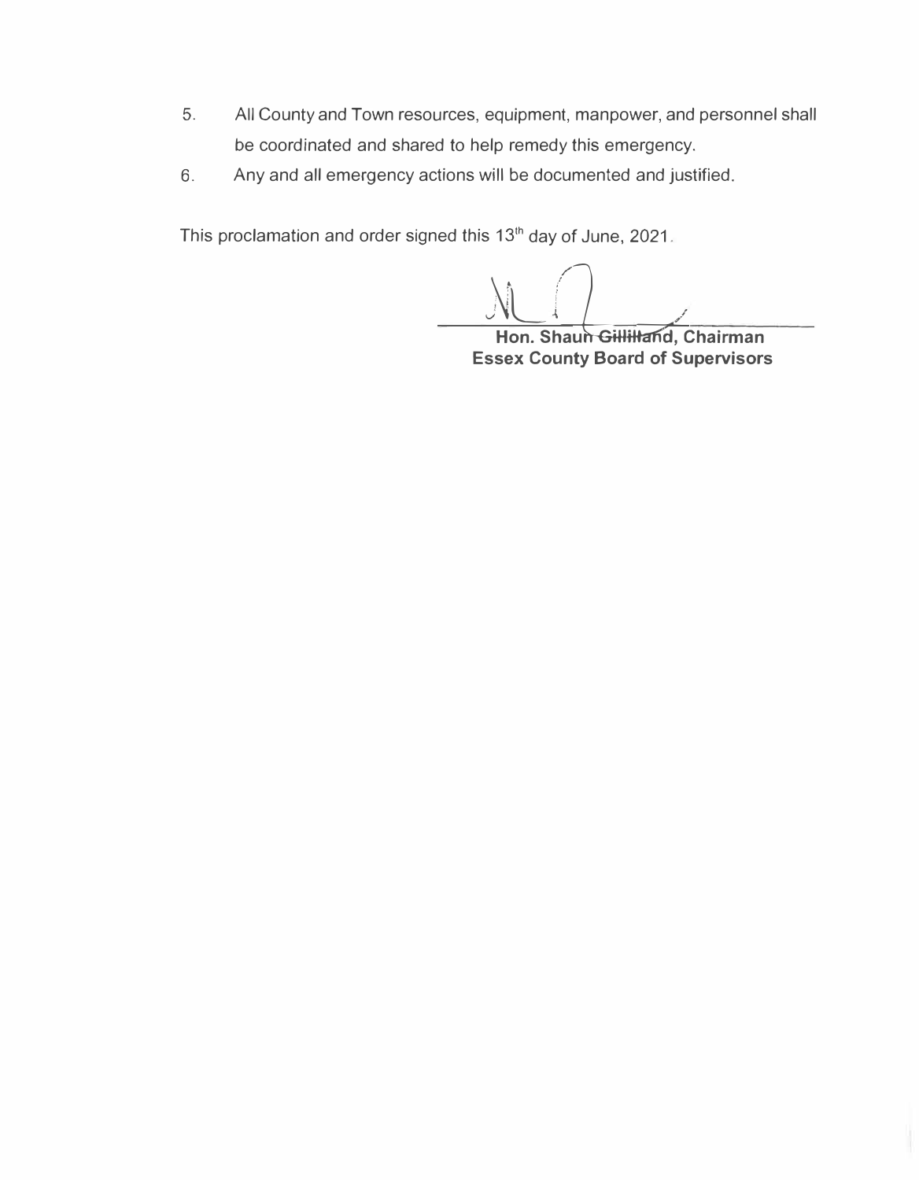5. All County and Town resources, equipment, manpower, and personnel shall be coordinated and shared to help remedy this emergency.
6. Any and all emergency actions will be documented and justified.

This proclamation and order signed this 13th day of June, 2021.

**Hon. Shaun Gillilland, Chairman**
**Essex County Board of Supervisors**